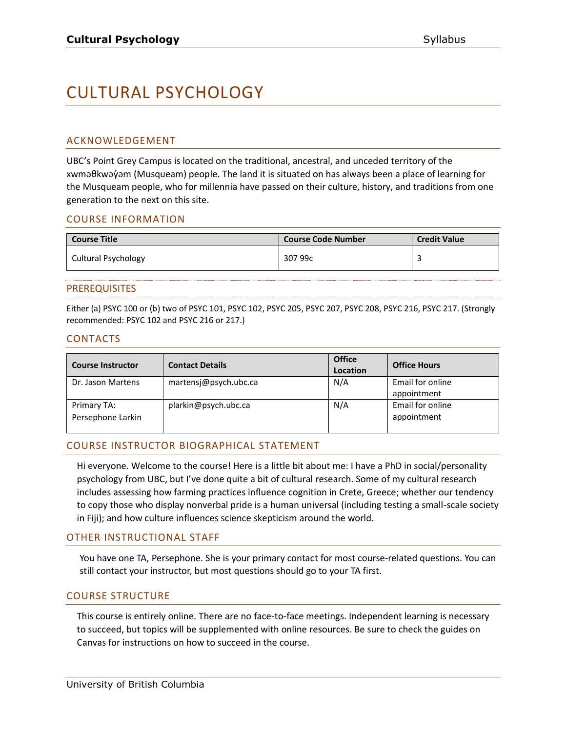# CULTURAL PSYCHOLOGY

## ACKNOWLEDGEMENT

UBC's Point Grey Campus is located on the traditional, ancestral, and unceded territory of the xwməθkwəy̓əm (Musqueam) people. The land it is situated on has always been a place of learning for the Musqueam people, who for millennia have passed on their culture, history, and traditions from one generation to the next on this site.

## COURSE INFORMATION

| Course Title | Course Code Number | Credit Value |
|---|---|---|
| Cultural Psychology | 307 99c | 3 |

## PREREQUISITES

Either (a) PSYC 100 or (b) two of PSYC 101, PSYC 102, PSYC 205, PSYC 207, PSYC 208, PSYC 216, PSYC 217. (Strongly recommended: PSYC 102 and PSYC 216 or 217.)

## CONTACTS

| Course Instructor | Contact Details | Office Location | Office Hours |
|---|---|---|---|
| Dr. Jason Martens | martensj@psych.ubc.ca | N/A | Email for online appointment |
| Primary TA: Persephone Larkin | plarkin@psych.ubc.ca | N/A | Email for online appointment |

## COURSE INSTRUCTOR BIOGRAPHICAL STATEMENT

Hi everyone. Welcome to the course! Here is a little bit about me: I have a PhD in social/personality psychology from UBC, but I've done quite a bit of cultural research. Some of my cultural research includes assessing how farming practices influence cognition in Crete, Greece; whether our tendency to copy those who display nonverbal pride is a human universal (including testing a small-scale society in Fiji); and how culture influences science skepticism around the world.

## OTHER INSTRUCTIONAL STAFF

You have one TA, Persephone. She is your primary contact for most course-related questions. You can still contact your instructor, but most questions should go to your TA first.

## COURSE STRUCTURE

This course is entirely online. There are no face-to-face meetings. Independent learning is necessary to succeed, but topics will be supplemented with online resources. Be sure to check the guides on Canvas for instructions on how to succeed in the course.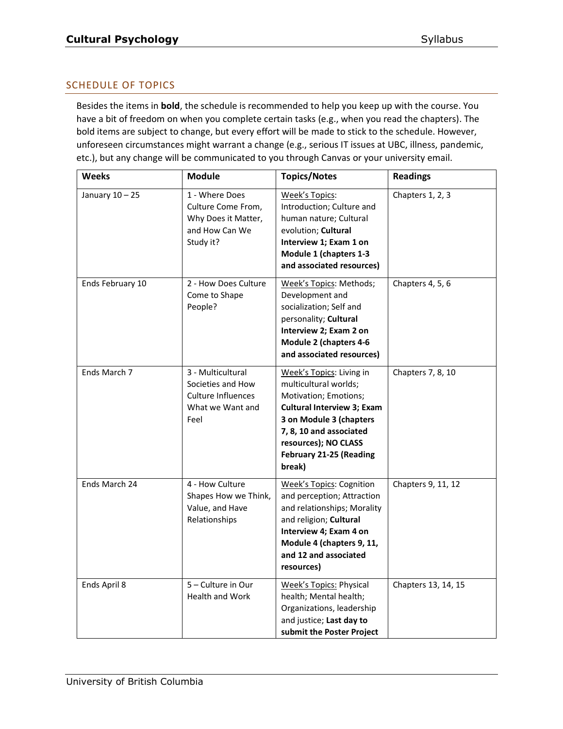## SCHEDULE OF TOPICS

Besides the items in **bold**, the schedule is recommended to help you keep up with the course. You have a bit of freedom on when you complete certain tasks (e.g., when you read the chapters). The bold items are subject to change, but every effort will be made to stick to the schedule. However, unforeseen circumstances might warrant a change (e.g., serious IT issues at UBC, illness, pandemic, etc.), but any change will be communicated to you through Canvas or your university email.

| Weeks | Module | Topics/Notes | Readings |
|---|---|---|---|
| January 10 – 25 | 1 - Where Does Culture Come From, Why Does it Matter, and How Can We Study it? | Week's Topics: Introduction; Culture and human nature; Cultural evolution; **Cultural Interview 1; Exam 1 on Module 1 (chapters 1-3 and associated resources)** | Chapters 1, 2, 3 |
| Ends February 10 | 2 - How Does Culture Come to Shape People? | Week's Topics: Methods; Development and socialization; Self and personality; **Cultural Interview 2; Exam 2 on Module 2 (chapters 4-6 and associated resources)** | Chapters 4, 5, 6 |
| Ends March 7 | 3 - Multicultural Societies and How Culture Influences What we Want and Feel | Week's Topics: Living in multicultural worlds; Motivation; Emotions; **Cultural Interview 3; Exam 3 on Module 3 (chapters 7, 8, 10 and associated resources); NO CLASS February 21-25 (Reading break)** | Chapters 7, 8, 10 |
| Ends March 24 | 4 - How Culture Shapes How we Think, Value, and Have Relationships | Week's Topics: Cognition and perception; Attraction and relationships; Morality and religion; **Cultural Interview 4; Exam 4 on Module 4 (chapters 9, 11, and 12 and associated resources)** | Chapters 9, 11, 12 |
| Ends April 8 | 5 – Culture in Our Health and Work | Week's Topics: Physical health; Mental health; Organizations, leadership and justice; **Last day to submit the Poster Project** | Chapters 13, 14, 15 |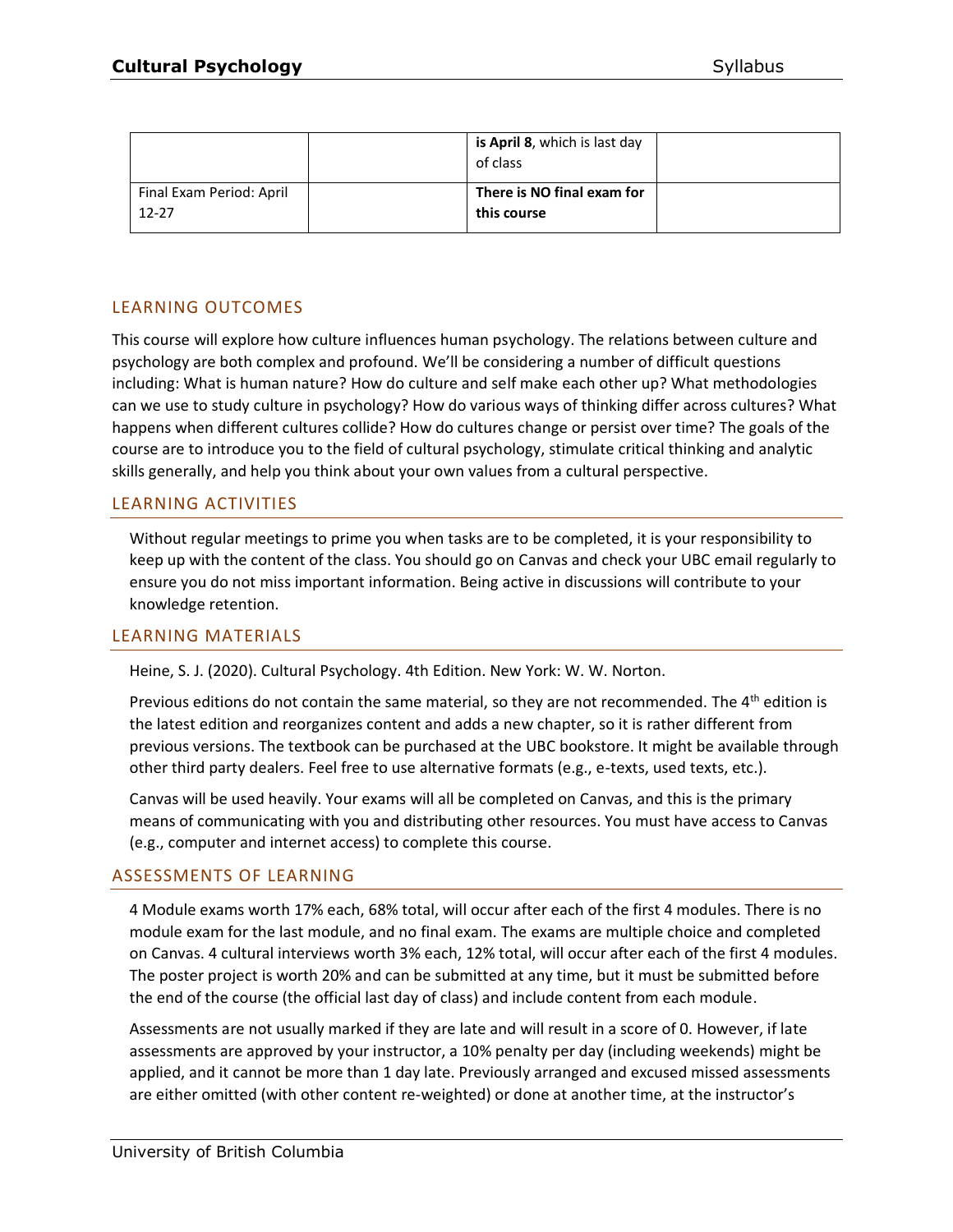| | | **is April 8**, which is last day of class | |
|---|---|---|---|
| Final Exam Period: April 12-27 | | **There is NO final exam for this course** | |

## LEARNING OUTCOMES

This course will explore how culture influences human psychology. The relations between culture and psychology are both complex and profound. We'll be considering a number of difficult questions including: What is human nature? How do culture and self make each other up? What methodologies can we use to study culture in psychology? How do various ways of thinking differ across cultures? What happens when different cultures collide? How do cultures change or persist over time? The goals of the course are to introduce you to the field of cultural psychology, stimulate critical thinking and analytic skills generally, and help you think about your own values from a cultural perspective.

## LEARNING ACTIVITIES

Without regular meetings to prime you when tasks are to be completed, it is your responsibility to keep up with the content of the class. You should go on Canvas and check your UBC email regularly to ensure you do not miss important information. Being active in discussions will contribute to your knowledge retention.

## LEARNING MATERIALS

Heine, S. J. (2020). Cultural Psychology. 4th Edition. New York: W. W. Norton.

Previous editions do not contain the same material, so they are not recommended. The 4th edition is the latest edition and reorganizes content and adds a new chapter, so it is rather different from previous versions. The textbook can be purchased at the UBC bookstore. It might be available through other third party dealers. Feel free to use alternative formats (e.g., e-texts, used texts, etc.).

Canvas will be used heavily. Your exams will all be completed on Canvas, and this is the primary means of communicating with you and distributing other resources. You must have access to Canvas (e.g., computer and internet access) to complete this course.

## ASSESSMENTS OF LEARNING

4 Module exams worth 17% each, 68% total, will occur after each of the first 4 modules. There is no module exam for the last module, and no final exam. The exams are multiple choice and completed on Canvas. 4 cultural interviews worth 3% each, 12% total, will occur after each of the first 4 modules. The poster project is worth 20% and can be submitted at any time, but it must be submitted before the end of the course (the official last day of class) and include content from each module.

Assessments are not usually marked if they are late and will result in a score of 0. However, if late assessments are approved by your instructor, a 10% penalty per day (including weekends) might be applied, and it cannot be more than 1 day late. Previously arranged and excused missed assessments are either omitted (with other content re-weighted) or done at another time, at the instructor's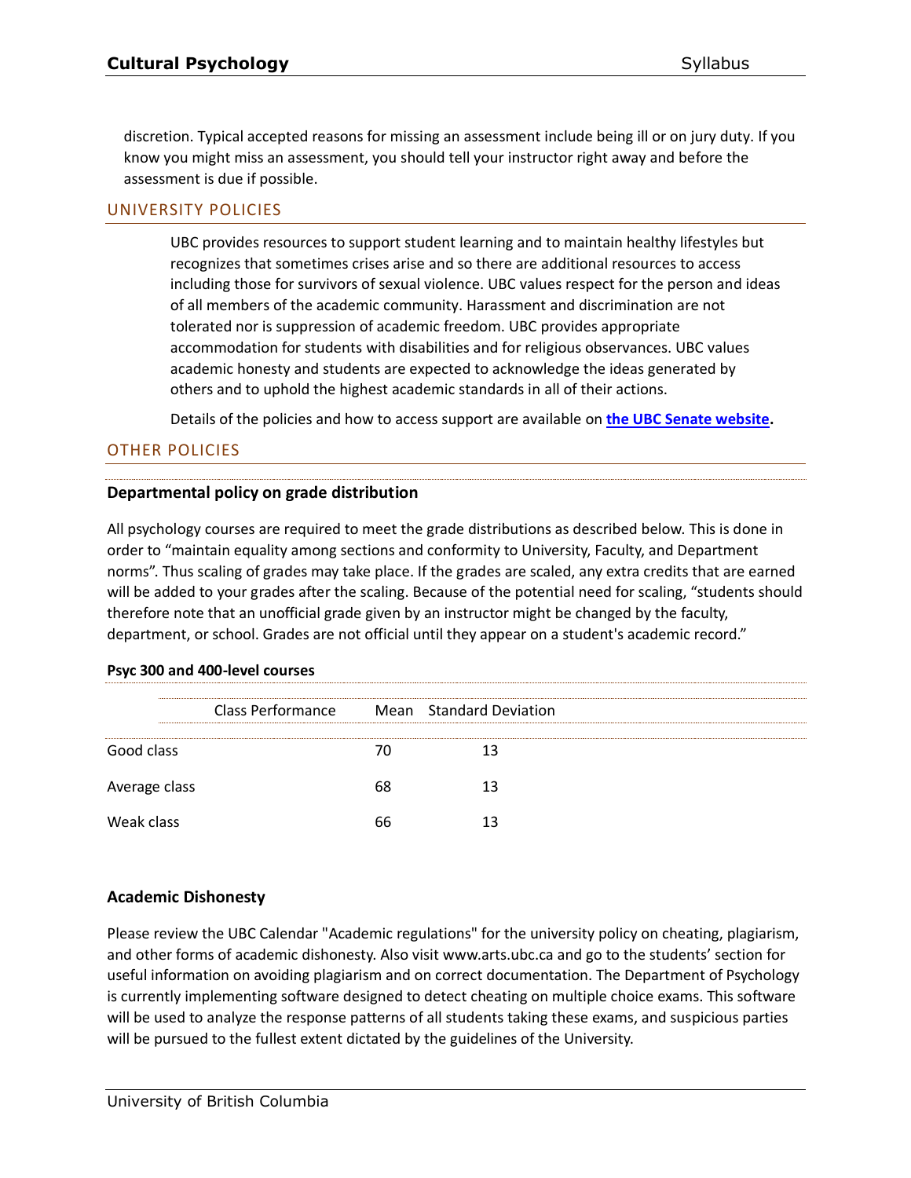discretion. Typical accepted reasons for missing an assessment include being ill or on jury duty. If you know you might miss an assessment, you should tell your instructor right away and before the assessment is due if possible.

## UNIVERSITY POLICIES

UBC provides resources to support student learning and to maintain healthy lifestyles but recognizes that sometimes crises arise and so there are additional resources to access including those for survivors of sexual violence. UBC values respect for the person and ideas of all members of the academic community. Harassment and discrimination are not tolerated nor is suppression of academic freedom. UBC provides appropriate accommodation for students with disabilities and for religious observances. UBC values academic honesty and students are expected to acknowledge the ideas generated by others and to uphold the highest academic standards in all of their actions.

Details of the policies and how to access support are available on **the UBC Senate website.**

## OTHER POLICIES

### Departmental policy on grade distribution

All psychology courses are required to meet the grade distributions as described below. This is done in order to "maintain equality among sections and conformity to University, Faculty, and Department norms". Thus scaling of grades may take place. If the grades are scaled, any extra credits that are earned will be added to your grades after the scaling. Because of the potential need for scaling, "students should therefore note that an unofficial grade given by an instructor might be changed by the faculty, department, or school. Grades are not official until they appear on a student's academic record."

**Psyc 300 and 400-level courses**

| Class Performance | Mean | Standard Deviation |
|---|---|---|
| Good class | 70 | 13 |
| Average class | 68 | 13 |
| Weak class | 66 | 13 |

### Academic Dishonesty

Please review the UBC Calendar "Academic regulations" for the university policy on cheating, plagiarism, and other forms of academic dishonesty. Also visit www.arts.ubc.ca and go to the students' section for useful information on avoiding plagiarism and on correct documentation. The Department of Psychology is currently implementing software designed to detect cheating on multiple choice exams. This software will be used to analyze the response patterns of all students taking these exams, and suspicious parties will be pursued to the fullest extent dictated by the guidelines of the University.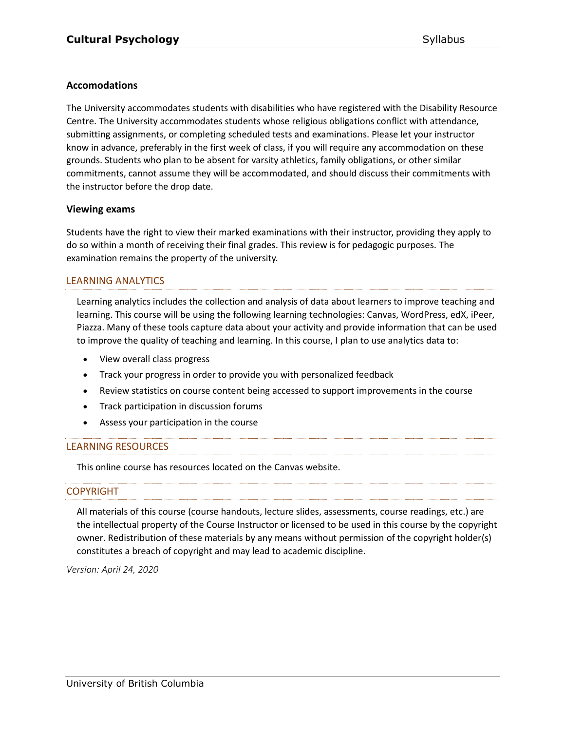### Accomodations

The University accommodates students with disabilities who have registered with the Disability Resource Centre. The University accommodates students whose religious obligations conflict with attendance, submitting assignments, or completing scheduled tests and examinations. Please let your instructor know in advance, preferably in the first week of class, if you will require any accommodation on these grounds. Students who plan to be absent for varsity athletics, family obligations, or other similar commitments, cannot assume they will be accommodated, and should discuss their commitments with the instructor before the drop date.

### Viewing exams

Students have the right to view their marked examinations with their instructor, providing they apply to do so within a month of receiving their final grades. This review is for pedagogic purposes. The examination remains the property of the university.

## LEARNING ANALYTICS

Learning analytics includes the collection and analysis of data about learners to improve teaching and learning. This course will be using the following learning technologies: Canvas, WordPress, edX, iPeer, Piazza. Many of these tools capture data about your activity and provide information that can be used to improve the quality of teaching and learning. In this course, I plan to use analytics data to:

- View overall class progress
- Track your progress in order to provide you with personalized feedback
- Review statistics on course content being accessed to support improvements in the course
- Track participation in discussion forums
- Assess your participation in the course

## LEARNING RESOURCES

This online course has resources located on the Canvas website.

## COPYRIGHT

All materials of this course (course handouts, lecture slides, assessments, course readings, etc.) are the intellectual property of the Course Instructor or licensed to be used in this course by the copyright owner. Redistribution of these materials by any means without permission of the copyright holder(s) constitutes a breach of copyright and may lead to academic discipline.

*Version: April 24, 2020*